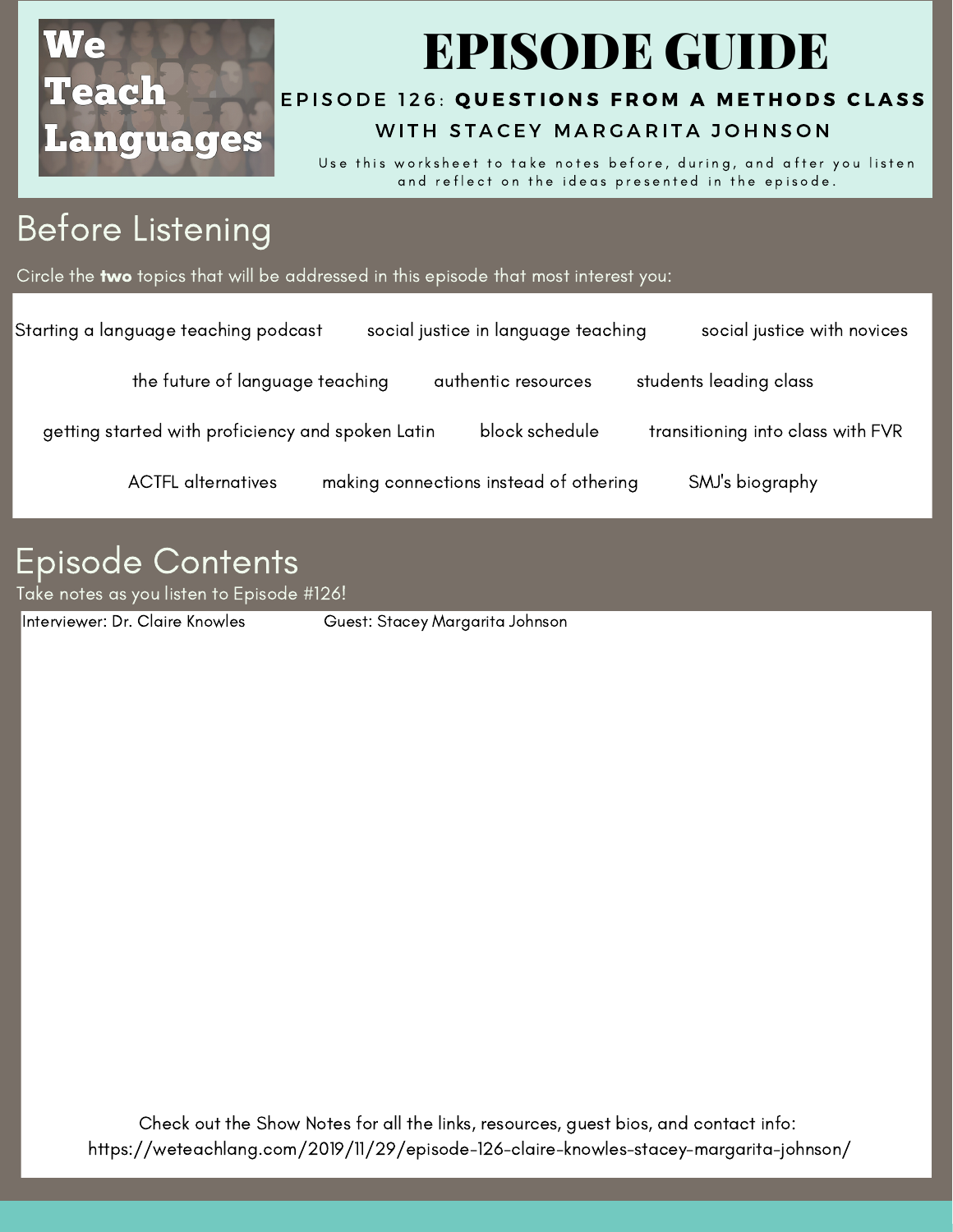We Teach Languages

# EPISODE GUIDE

### EPISODE 126: QUESTIONS FROM A METHODS CLASS WITH STACEY MARGARITA JOHNSON

Use this worksheet to take notes before, during, and after you listen and reflect on the ideas presented in the episode.

## Before Listening

Circle the **two** topics that will be addressed in this episode that most interest you:

Starting a language teaching podcast | social justice in language teaching | social justice with novices

the future of language teaching | authentic resources | students leading class

getting started with proficiency and spoken Latin | block schedule | transitioning into class with FVR

ACTFL alternatives | making connections instead of othering | SMJ's biography

## Episode Contents

Take notes as you listen to Episode #126!

Interviewer: Dr. Claire Knowles

Guest: Stacey Margarita Johnson

Check out the Show Notes for all the links, resources, guest bios, and contact info:
https://weteachlang.com/2019/11/29/episode-126-claire-knowles-stacey-margarita-johnson/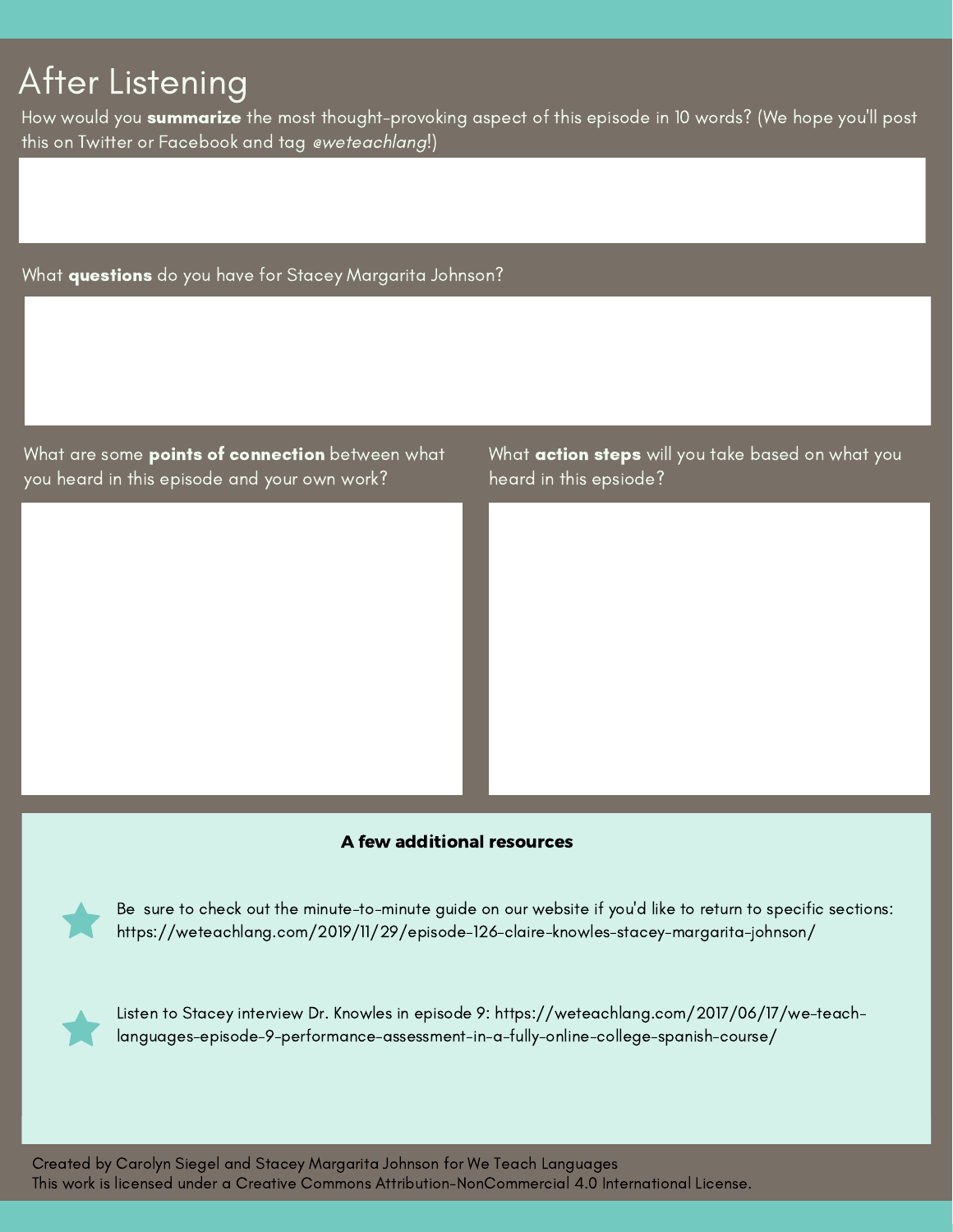# After Listening

How would you **summarize** the most thought-provoking aspect of this episode in 10 words? (We hope you'll post this on Twitter or Facebook and tag *@weteachlang*!)

What **questions** do you have for Stacey Margarita Johnson?

What are some **points of connection** between what you heard in this episode and your own work?

What **action steps** will you take based on what you heard in this epsiode?

**A few additional resources**

- Be sure to check out the minute-to-minute guide on our website if you'd like to return to specific sections: https://weteachlang.com/2019/11/29/episode-126-claire-knowles-stacey-margarita-johnson/
- Listen to Stacey interview Dr. Knowles in episode 9: https://weteachlang.com/2017/06/17/we-teach-languages-episode-9-performance-assessment-in-a-fully-online-college-spanish-course/

Created by Carolyn Siegel and Stacey Margarita Johnson for We Teach Languages
This work is licensed under a Creative Commons Attribution-NonCommercial 4.0 International License.